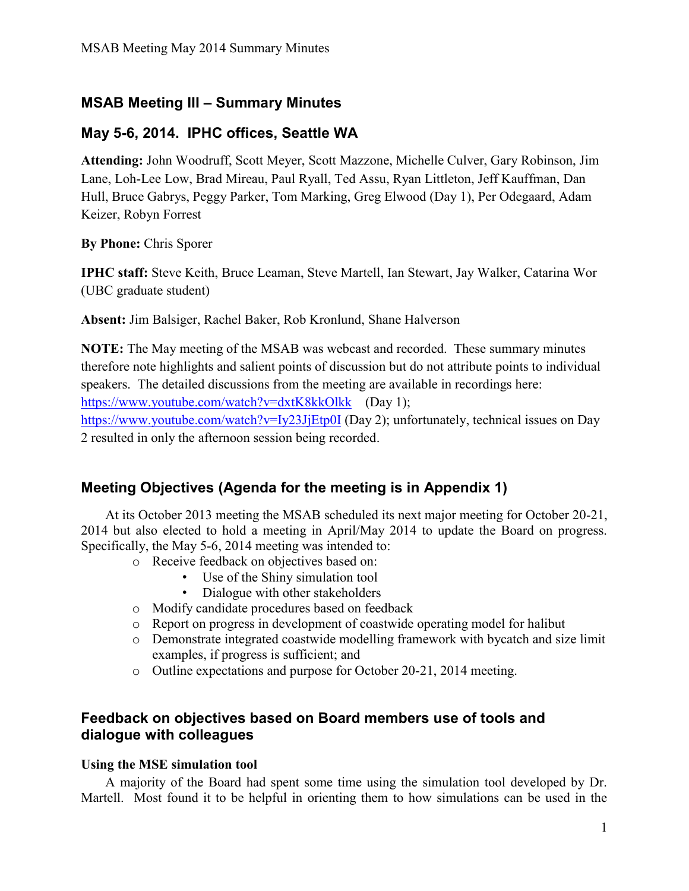## MSAB Meeting III – Summary Minutes

## May 5-6, 2014. IPHC offices, Seattle WA

**Attending:** John Woodruff, Scott Meyer, Scott Mazzone, Michelle Culver, Gary Robinson, Jim Lane, Loh-Lee Low, Brad Mireau, Paul Ryall, Ted Assu, Ryan Littleton, Jeff Kauffman, Dan Hull, Bruce Gabrys, Peggy Parker, Tom Marking, Greg Elwood (Day 1), Per Odegaard, Adam Keizer, Robyn Forrest

**By Phone:** Chris Sporer

**IPHC staff:** Steve Keith, Bruce Leaman, Steve Martell, Ian Stewart, Jay Walker, Catarina Wor (UBC graduate student)

**Absent:** Jim Balsiger, Rachel Baker, Rob Kronlund, Shane Halverson

**NOTE:** The May meeting of the MSAB was webcast and recorded. These summary minutes therefore note highlights and salient points of discussion but do not attribute points to individual speakers. The detailed discussions from the meeting are available in recordings here: https://www.youtube.com/watch?v=dxtK8kkOlkk (Day 1); https://www.youtube.com/watch?v=Iy23JjEtp0I (Day 2); unfortunately, technical issues on Day 2 resulted in only the afternoon session being recorded.

## Meeting Objectives (Agenda for the meeting is in Appendix 1)

At its October 2013 meeting the MSAB scheduled its next major meeting for October 20-21, 2014 but also elected to hold a meeting in April/May 2014 to update the Board on progress. Specifically, the May 5-6, 2014 meeting was intended to:

- Receive feedback on objectives based on:
  - Use of the Shiny simulation tool
  - Dialogue with other stakeholders
- Modify candidate procedures based on feedback
- Report on progress in development of coastwide operating model for halibut
- Demonstrate integrated coastwide modelling framework with bycatch and size limit examples, if progress is sufficient; and
- Outline expectations and purpose for October 20-21, 2014 meeting.

## Feedback on objectives based on Board members use of tools and dialogue with colleagues

### Using the MSE simulation tool

A majority of the Board had spent some time using the simulation tool developed by Dr. Martell. Most found it to be helpful in orienting them to how simulations can be used in the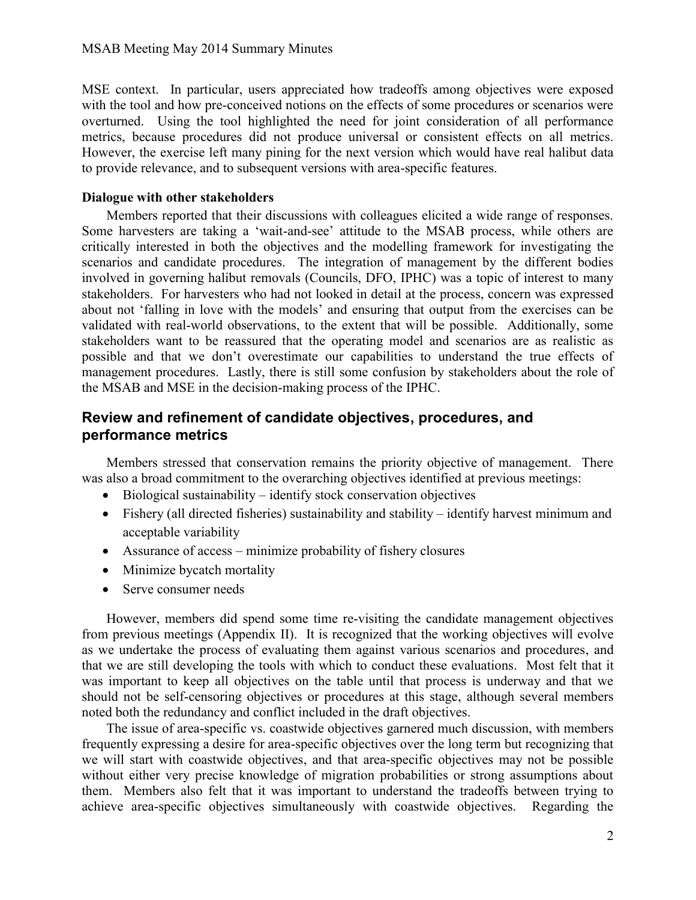MSE context. In particular, users appreciated how tradeoffs among objectives were exposed with the tool and how pre-conceived notions on the effects of some procedures or scenarios were overturned. Using the tool highlighted the need for joint consideration of all performance metrics, because procedures did not produce universal or consistent effects on all metrics. However, the exercise left many pining for the next version which would have real halibut data to provide relevance, and to subsequent versions with area-specific features.

**Dialogue with other stakeholders**

Members reported that their discussions with colleagues elicited a wide range of responses. Some harvesters are taking a 'wait-and-see' attitude to the MSAB process, while others are critically interested in both the objectives and the modelling framework for investigating the scenarios and candidate procedures. The integration of management by the different bodies involved in governing halibut removals (Councils, DFO, IPHC) was a topic of interest to many stakeholders. For harvesters who had not looked in detail at the process, concern was expressed about not 'falling in love with the models' and ensuring that output from the exercises can be validated with real-world observations, to the extent that will be possible. Additionally, some stakeholders want to be reassured that the operating model and scenarios are as realistic as possible and that we don't overestimate our capabilities to understand the true effects of management procedures. Lastly, there is still some confusion by stakeholders about the role of the MSAB and MSE in the decision-making process of the IPHC.

## Review and refinement of candidate objectives, procedures, and performance metrics

Members stressed that conservation remains the priority objective of management. There was also a broad commitment to the overarching objectives identified at previous meetings:

- Biological sustainability – identify stock conservation objectives
- Fishery (all directed fisheries) sustainability and stability – identify harvest minimum and acceptable variability
- Assurance of access – minimize probability of fishery closures
- Minimize bycatch mortality
- Serve consumer needs

However, members did spend some time re-visiting the candidate management objectives from previous meetings (Appendix II). It is recognized that the working objectives will evolve as we undertake the process of evaluating them against various scenarios and procedures, and that we are still developing the tools with which to conduct these evaluations. Most felt that it was important to keep all objectives on the table until that process is underway and that we should not be self-censoring objectives or procedures at this stage, although several members noted both the redundancy and conflict included in the draft objectives.

The issue of area-specific vs. coastwide objectives garnered much discussion, with members frequently expressing a desire for area-specific objectives over the long term but recognizing that we will start with coastwide objectives, and that area-specific objectives may not be possible without either very precise knowledge of migration probabilities or strong assumptions about them. Members also felt that it was important to understand the tradeoffs between trying to achieve area-specific objectives simultaneously with coastwide objectives. Regarding the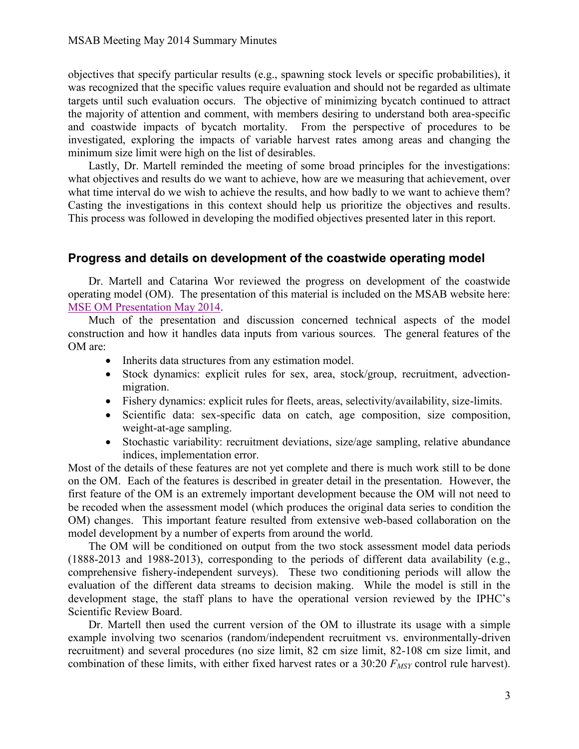objectives that specify particular results (e.g., spawning stock levels or specific probabilities), it was recognized that the specific values require evaluation and should not be regarded as ultimate targets until such evaluation occurs. The objective of minimizing bycatch continued to attract the majority of attention and comment, with members desiring to understand both area-specific and coastwide impacts of bycatch mortality. From the perspective of procedures to be investigated, exploring the impacts of variable harvest rates among areas and changing the minimum size limit were high on the list of desirables.

Lastly, Dr. Martell reminded the meeting of some broad principles for the investigations: what objectives and results do we want to achieve, how are we measuring that achievement, over what time interval do we wish to achieve the results, and how badly to we want to achieve them? Casting the investigations in this context should help us prioritize the objectives and results. This process was followed in developing the modified objectives presented later in this report.

## Progress and details on development of the coastwide operating model

Dr. Martell and Catarina Wor reviewed the progress on development of the coastwide operating model (OM). The presentation of this material is included on the MSAB website here: MSE OM Presentation May 2014.

Much of the presentation and discussion concerned technical aspects of the model construction and how it handles data inputs from various sources. The general features of the OM are:

- Inherits data structures from any estimation model.
- Stock dynamics: explicit rules for sex, area, stock/group, recruitment, advection-migration.
- Fishery dynamics: explicit rules for fleets, areas, selectivity/availability, size-limits.
- Scientific data: sex-specific data on catch, age composition, size composition, weight-at-age sampling.
- Stochastic variability: recruitment deviations, size/age sampling, relative abundance indices, implementation error.

Most of the details of these features are not yet complete and there is much work still to be done on the OM. Each of the features is described in greater detail in the presentation. However, the first feature of the OM is an extremely important development because the OM will not need to be recoded when the assessment model (which produces the original data series to condition the OM) changes. This important feature resulted from extensive web-based collaboration on the model development by a number of experts from around the world.

The OM will be conditioned on output from the two stock assessment model data periods (1888-2013 and 1988-2013), corresponding to the periods of different data availability (e.g., comprehensive fishery-independent surveys). These two conditioning periods will allow the evaluation of the different data streams to decision making. While the model is still in the development stage, the staff plans to have the operational version reviewed by the IPHC's Scientific Review Board.

Dr. Martell then used the current version of the OM to illustrate its usage with a simple example involving two scenarios (random/independent recruitment vs. environmentally-driven recruitment) and several procedures (no size limit, 82 cm size limit, 82-108 cm size limit, and combination of these limits, with either fixed harvest rates or a 30:20 $F_{MSY}$ control rule harvest).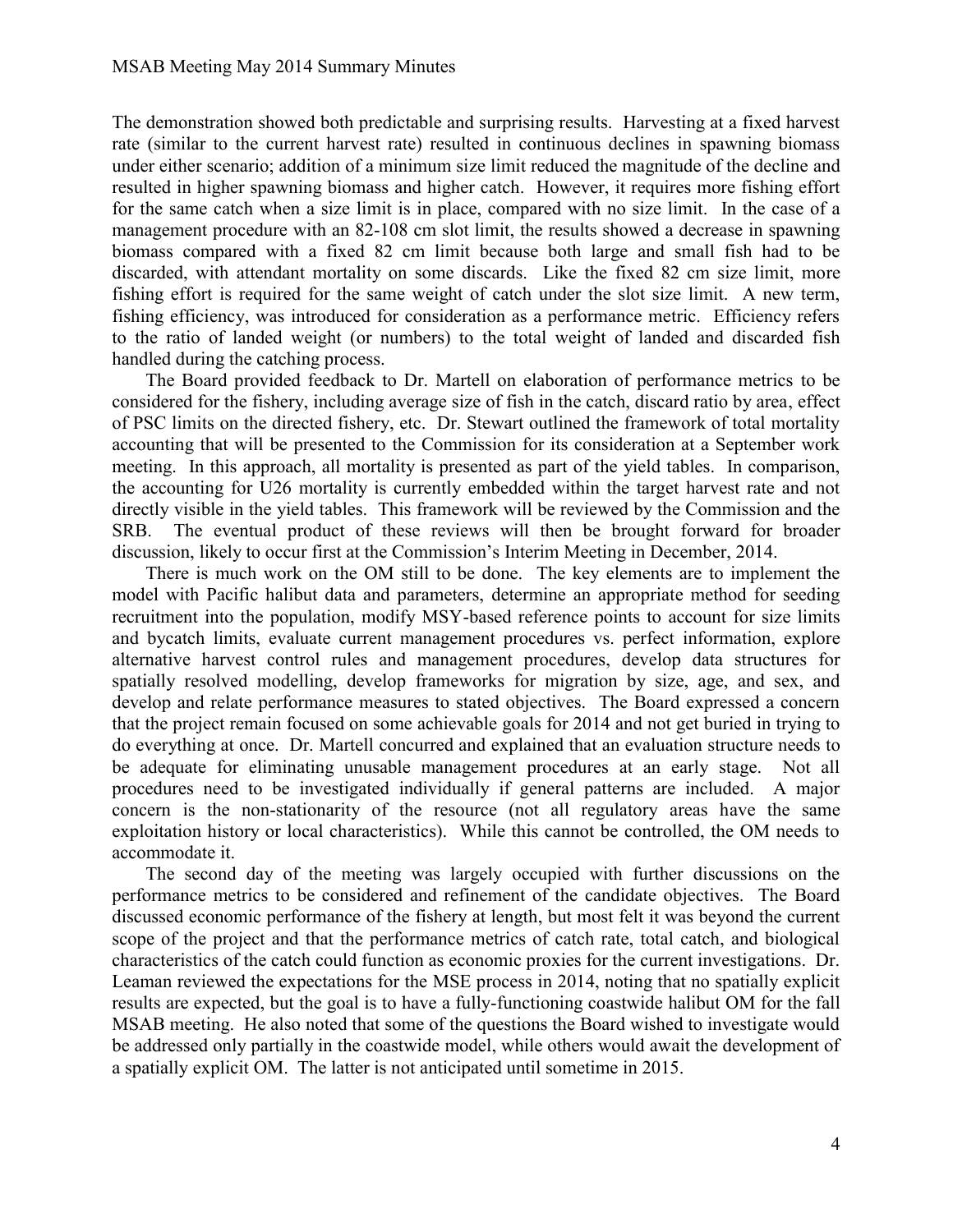The demonstration showed both predictable and surprising results. Harvesting at a fixed harvest rate (similar to the current harvest rate) resulted in continuous declines in spawning biomass under either scenario; addition of a minimum size limit reduced the magnitude of the decline and resulted in higher spawning biomass and higher catch. However, it requires more fishing effort for the same catch when a size limit is in place, compared with no size limit. In the case of a management procedure with an 82-108 cm slot limit, the results showed a decrease in spawning biomass compared with a fixed 82 cm limit because both large and small fish had to be discarded, with attendant mortality on some discards. Like the fixed 82 cm size limit, more fishing effort is required for the same weight of catch under the slot size limit. A new term, fishing efficiency, was introduced for consideration as a performance metric. Efficiency refers to the ratio of landed weight (or numbers) to the total weight of landed and discarded fish handled during the catching process.

The Board provided feedback to Dr. Martell on elaboration of performance metrics to be considered for the fishery, including average size of fish in the catch, discard ratio by area, effect of PSC limits on the directed fishery, etc. Dr. Stewart outlined the framework of total mortality accounting that will be presented to the Commission for its consideration at a September work meeting. In this approach, all mortality is presented as part of the yield tables. In comparison, the accounting for U26 mortality is currently embedded within the target harvest rate and not directly visible in the yield tables. This framework will be reviewed by the Commission and the SRB. The eventual product of these reviews will then be brought forward for broader discussion, likely to occur first at the Commission's Interim Meeting in December, 2014.

There is much work on the OM still to be done. The key elements are to implement the model with Pacific halibut data and parameters, determine an appropriate method for seeding recruitment into the population, modify MSY-based reference points to account for size limits and bycatch limits, evaluate current management procedures vs. perfect information, explore alternative harvest control rules and management procedures, develop data structures for spatially resolved modelling, develop frameworks for migration by size, age, and sex, and develop and relate performance measures to stated objectives. The Board expressed a concern that the project remain focused on some achievable goals for 2014 and not get buried in trying to do everything at once. Dr. Martell concurred and explained that an evaluation structure needs to be adequate for eliminating unusable management procedures at an early stage. Not all procedures need to be investigated individually if general patterns are included. A major concern is the non-stationarity of the resource (not all regulatory areas have the same exploitation history or local characteristics). While this cannot be controlled, the OM needs to accommodate it.

The second day of the meeting was largely occupied with further discussions on the performance metrics to be considered and refinement of the candidate objectives. The Board discussed economic performance of the fishery at length, but most felt it was beyond the current scope of the project and that the performance metrics of catch rate, total catch, and biological characteristics of the catch could function as economic proxies for the current investigations. Dr. Leaman reviewed the expectations for the MSE process in 2014, noting that no spatially explicit results are expected, but the goal is to have a fully-functioning coastwide halibut OM for the fall MSAB meeting. He also noted that some of the questions the Board wished to investigate would be addressed only partially in the coastwide model, while others would await the development of a spatially explicit OM. The latter is not anticipated until sometime in 2015.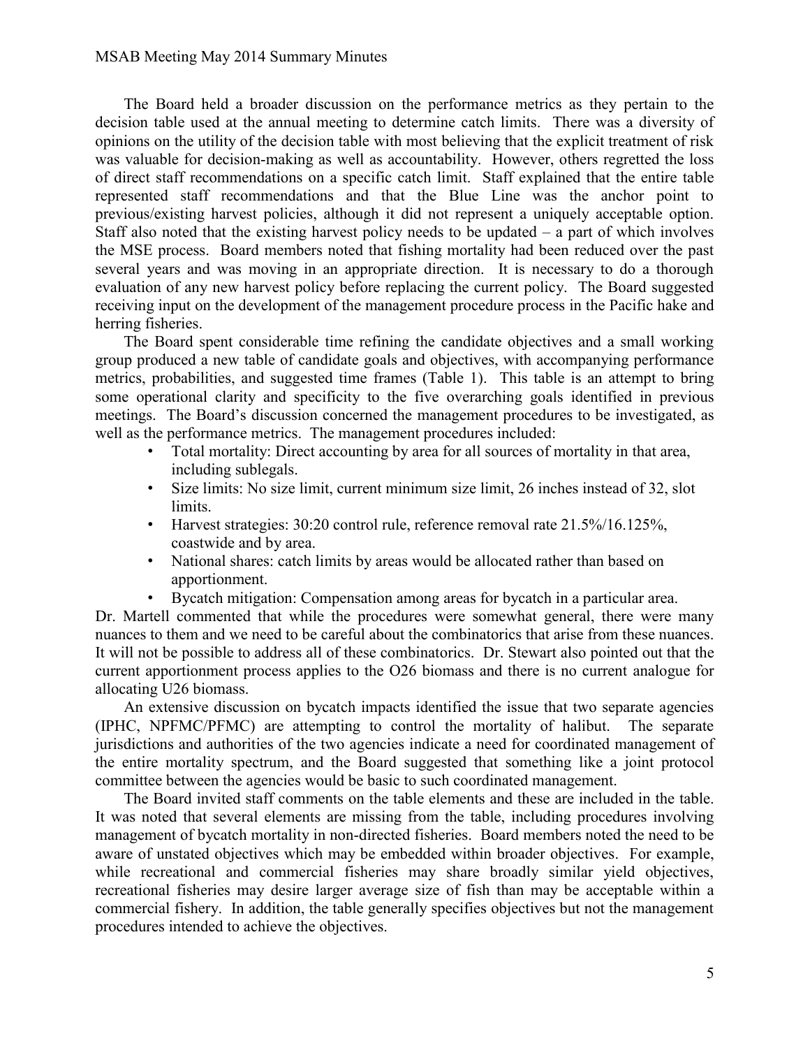The Board held a broader discussion on the performance metrics as they pertain to the decision table used at the annual meeting to determine catch limits. There was a diversity of opinions on the utility of the decision table with most believing that the explicit treatment of risk was valuable for decision-making as well as accountability. However, others regretted the loss of direct staff recommendations on a specific catch limit. Staff explained that the entire table represented staff recommendations and that the Blue Line was the anchor point to previous/existing harvest policies, although it did not represent a uniquely acceptable option. Staff also noted that the existing harvest policy needs to be updated – a part of which involves the MSE process. Board members noted that fishing mortality had been reduced over the past several years and was moving in an appropriate direction. It is necessary to do a thorough evaluation of any new harvest policy before replacing the current policy. The Board suggested receiving input on the development of the management procedure process in the Pacific hake and herring fisheries.

The Board spent considerable time refining the candidate objectives and a small working group produced a new table of candidate goals and objectives, with accompanying performance metrics, probabilities, and suggested time frames (Table 1). This table is an attempt to bring some operational clarity and specificity to the five overarching goals identified in previous meetings. The Board's discussion concerned the management procedures to be investigated, as well as the performance metrics. The management procedures included:

- Total mortality: Direct accounting by area for all sources of mortality in that area, including sublegals.
- Size limits: No size limit, current minimum size limit, 26 inches instead of 32, slot limits.
- Harvest strategies: 30:20 control rule, reference removal rate 21.5%/16.125%, coastwide and by area.
- National shares: catch limits by areas would be allocated rather than based on apportionment.
- Bycatch mitigation: Compensation among areas for bycatch in a particular area.

Dr. Martell commented that while the procedures were somewhat general, there were many nuances to them and we need to be careful about the combinatorics that arise from these nuances. It will not be possible to address all of these combinatorics. Dr. Stewart also pointed out that the current apportionment process applies to the O26 biomass and there is no current analogue for allocating U26 biomass.

An extensive discussion on bycatch impacts identified the issue that two separate agencies (IPHC, NPFMC/PFMC) are attempting to control the mortality of halibut. The separate jurisdictions and authorities of the two agencies indicate a need for coordinated management of the entire mortality spectrum, and the Board suggested that something like a joint protocol committee between the agencies would be basic to such coordinated management.

The Board invited staff comments on the table elements and these are included in the table. It was noted that several elements are missing from the table, including procedures involving management of bycatch mortality in non-directed fisheries. Board members noted the need to be aware of unstated objectives which may be embedded within broader objectives. For example, while recreational and commercial fisheries may share broadly similar yield objectives, recreational fisheries may desire larger average size of fish than may be acceptable within a commercial fishery. In addition, the table generally specifies objectives but not the management procedures intended to achieve the objectives.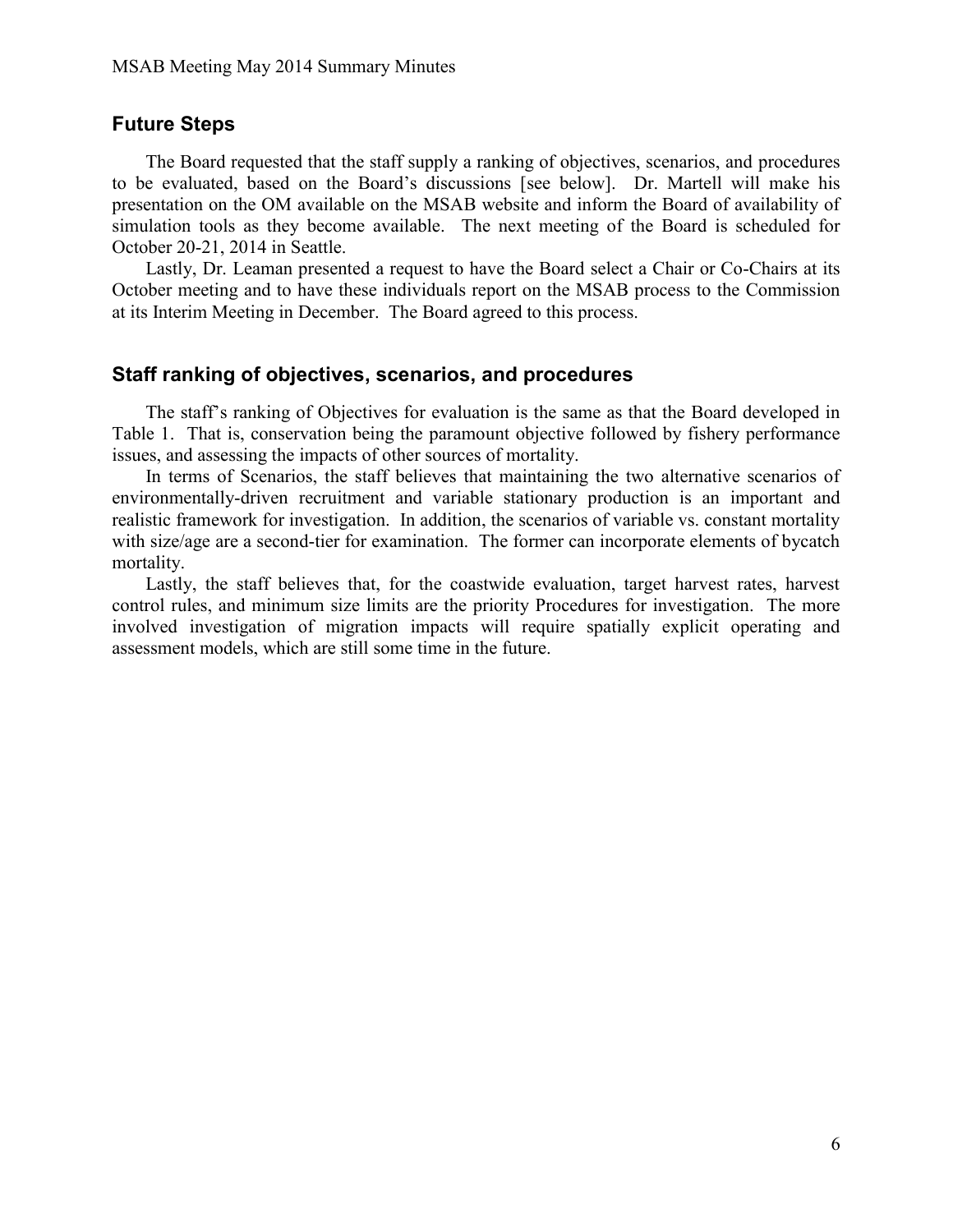## Future Steps

The Board requested that the staff supply a ranking of objectives, scenarios, and procedures to be evaluated, based on the Board's discussions [see below]. Dr. Martell will make his presentation on the OM available on the MSAB website and inform the Board of availability of simulation tools as they become available. The next meeting of the Board is scheduled for October 20-21, 2014 in Seattle.

Lastly, Dr. Leaman presented a request to have the Board select a Chair or Co-Chairs at its October meeting and to have these individuals report on the MSAB process to the Commission at its Interim Meeting in December. The Board agreed to this process.

## Staff ranking of objectives, scenarios, and procedures

The staff's ranking of Objectives for evaluation is the same as that the Board developed in Table 1. That is, conservation being the paramount objective followed by fishery performance issues, and assessing the impacts of other sources of mortality.

In terms of Scenarios, the staff believes that maintaining the two alternative scenarios of environmentally-driven recruitment and variable stationary production is an important and realistic framework for investigation. In addition, the scenarios of variable vs. constant mortality with size/age are a second-tier for examination. The former can incorporate elements of bycatch mortality.

Lastly, the staff believes that, for the coastwide evaluation, target harvest rates, harvest control rules, and minimum size limits are the priority Procedures for investigation. The more involved investigation of migration impacts will require spatially explicit operating and assessment models, which are still some time in the future.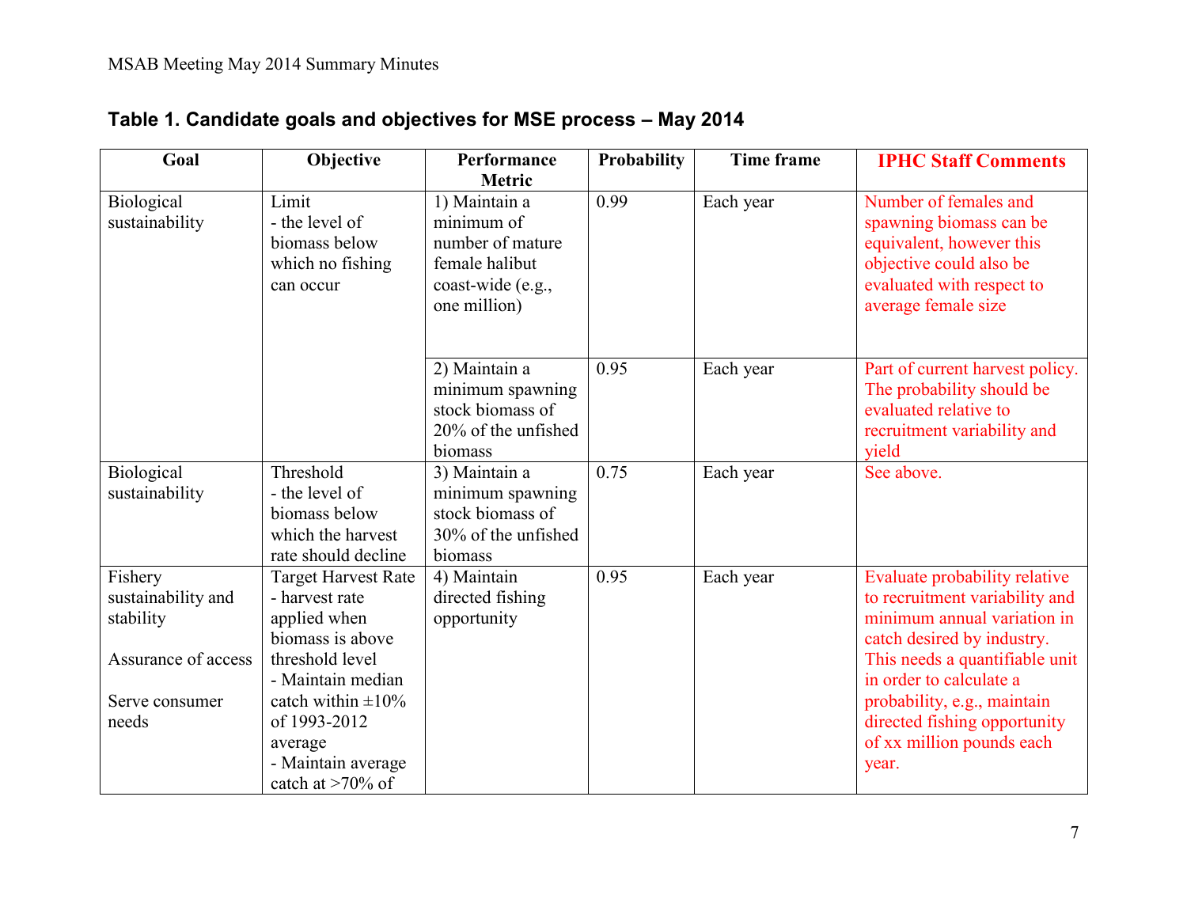## Table 1. Candidate goals and objectives for MSE process – May 2014

| Goal | Objective | Performance Metric | Probability | Time frame | IPHC Staff Comments |
|---|---|---|---|---|---|
| Biological sustainability | Limit - the level of biomass below which no fishing can occur | 1) Maintain a minimum of number of mature female halibut coast-wide (e.g., one million) | 0.99 | Each year | Number of females and spawning biomass can be equivalent, however this objective could also be evaluated with respect to average female size |
| | | 2) Maintain a minimum spawning stock biomass of 20% of the unfished biomass | 0.95 | Each year | Part of current harvest policy. The probability should be evaluated relative to recruitment variability and yield |
| Biological sustainability | Threshold - the level of biomass below which the harvest rate should decline | 3) Maintain a minimum spawning stock biomass of 30% of the unfished biomass | 0.75 | Each year | See above. |
| Fishery sustainability and stability<br><br>Assurance of access<br><br>Serve consumer needs | Target Harvest Rate - harvest rate applied when biomass is above threshold level<br>- Maintain median catch within ±10% of 1993-2012 average<br>- Maintain average catch at >70% of | 4) Maintain directed fishing opportunity | 0.95 | Each year | Evaluate probability relative to recruitment variability and minimum annual variation in catch desired by industry. This needs a quantifiable unit in order to calculate a probability, e.g., maintain directed fishing opportunity of xx million pounds each year. |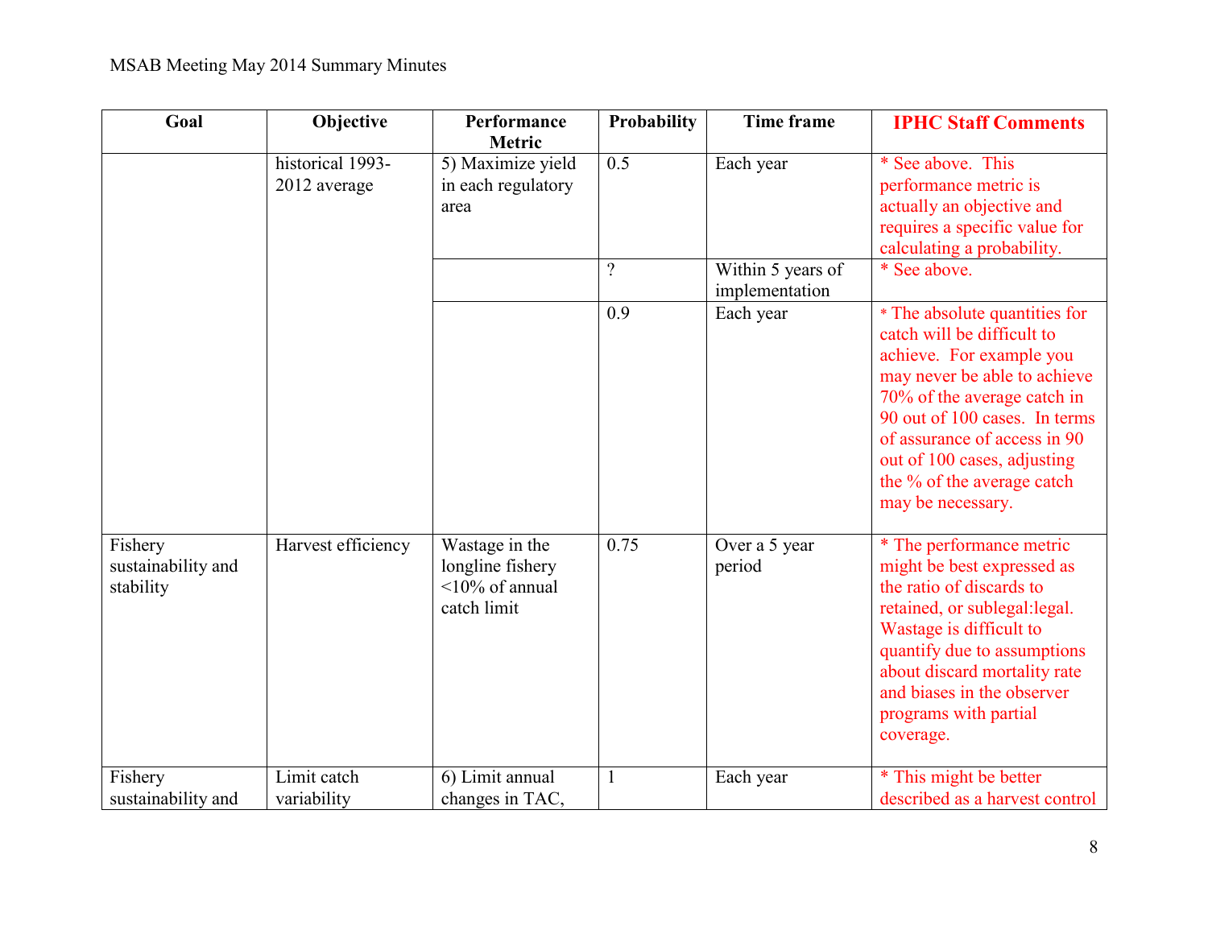| Goal | Objective | Performance Metric | Probability | Time frame | IPHC Staff Comments |
|---|---|---|---|---|---|
| | historical 1993-2012 average | 5) Maximize yield in each regulatory area | 0.5 | Each year | * See above. This performance metric is actually an objective and requires a specific value for calculating a probability. |
| | | | ? | Within 5 years of implementation | * See above. |
| | | | 0.9 | Each year | * The absolute quantities for catch will be difficult to achieve. For example you may never be able to achieve 70% of the average catch in 90 out of 100 cases. In terms of assurance of access in 90 out of 100 cases, adjusting the % of the average catch may be necessary. |
| Fishery sustainability and stability | Harvest efficiency | Wastage in the longline fishery <10% of annual catch limit | 0.75 | Over a 5 year period | * The performance metric might be best expressed as the ratio of discards to retained, or sublegal:legal. Wastage is difficult to quantify due to assumptions about discard mortality rate and biases in the observer programs with partial coverage. |
| Fishery sustainability and | Limit catch variability | 6) Limit annual changes in TAC, | 1 | Each year | * This might be better described as a harvest control |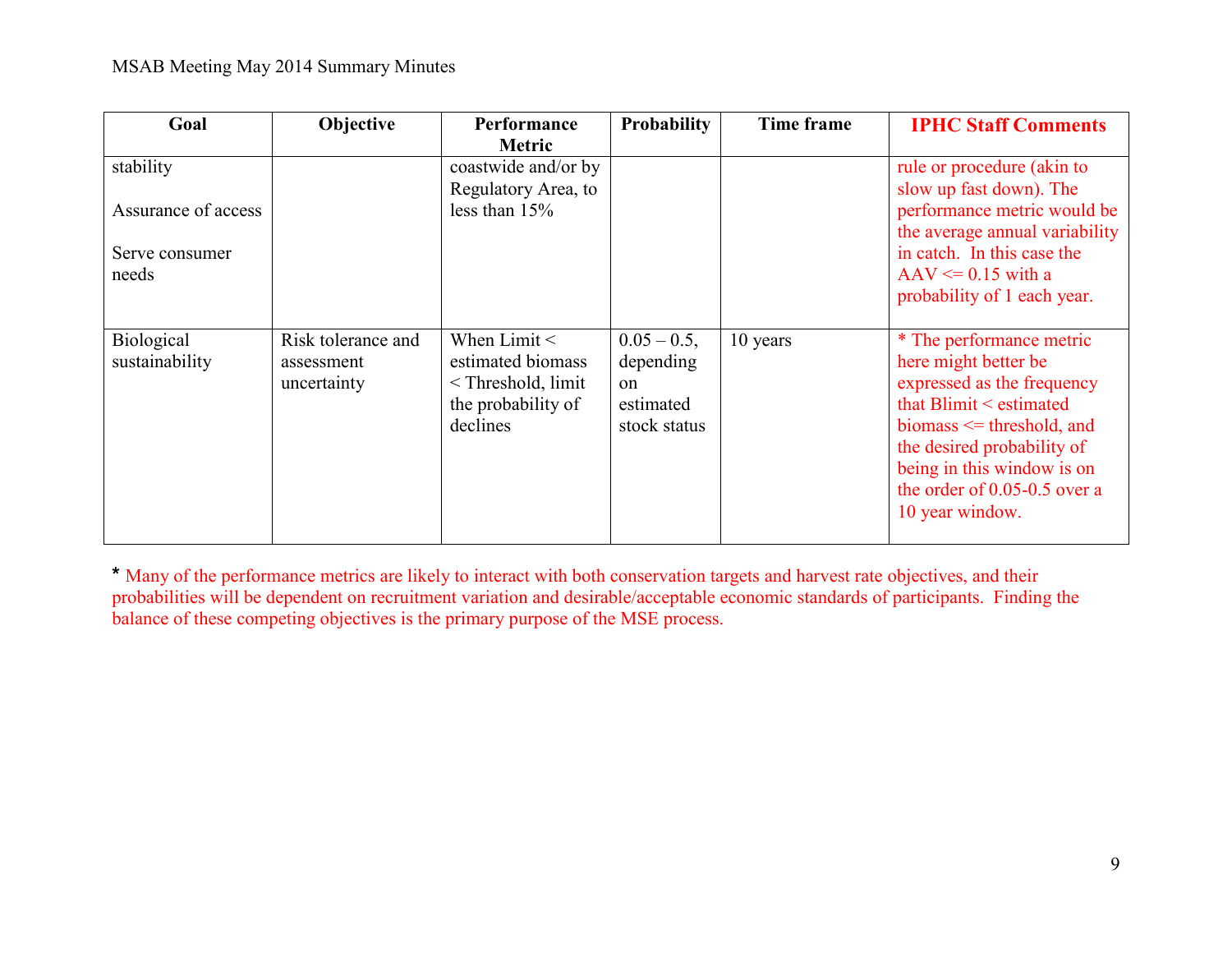| Goal | Objective | Performance Metric | Probability | Time frame | IPHC Staff Comments |
|---|---|---|---|---|---|
| stability<br><br>Assurance of access<br><br>Serve consumer needs | | coastwide and/or by Regulatory Area, to less than 15% | | | rule or procedure (akin to slow up fast down). The performance metric would be the average annual variability in catch. In this case the AAV <= 0.15 with a probability of 1 each year. |
| Biological sustainability | Risk tolerance and assessment uncertainty | When Limit < estimated biomass < Threshold, limit the probability of declines | 0.05 – 0.5, depending on estimated stock status | 10 years | * The performance metric here might better be expressed as the frequency that Blimit < estimated biomass <= threshold, and the desired probability of being in this window is on the order of 0.05-0.5 over a 10 year window. |

**\*** Many of the performance metrics are likely to interact with both conservation targets and harvest rate objectives, and their probabilities will be dependent on recruitment variation and desirable/acceptable economic standards of participants. Finding the balance of these competing objectives is the primary purpose of the MSE process.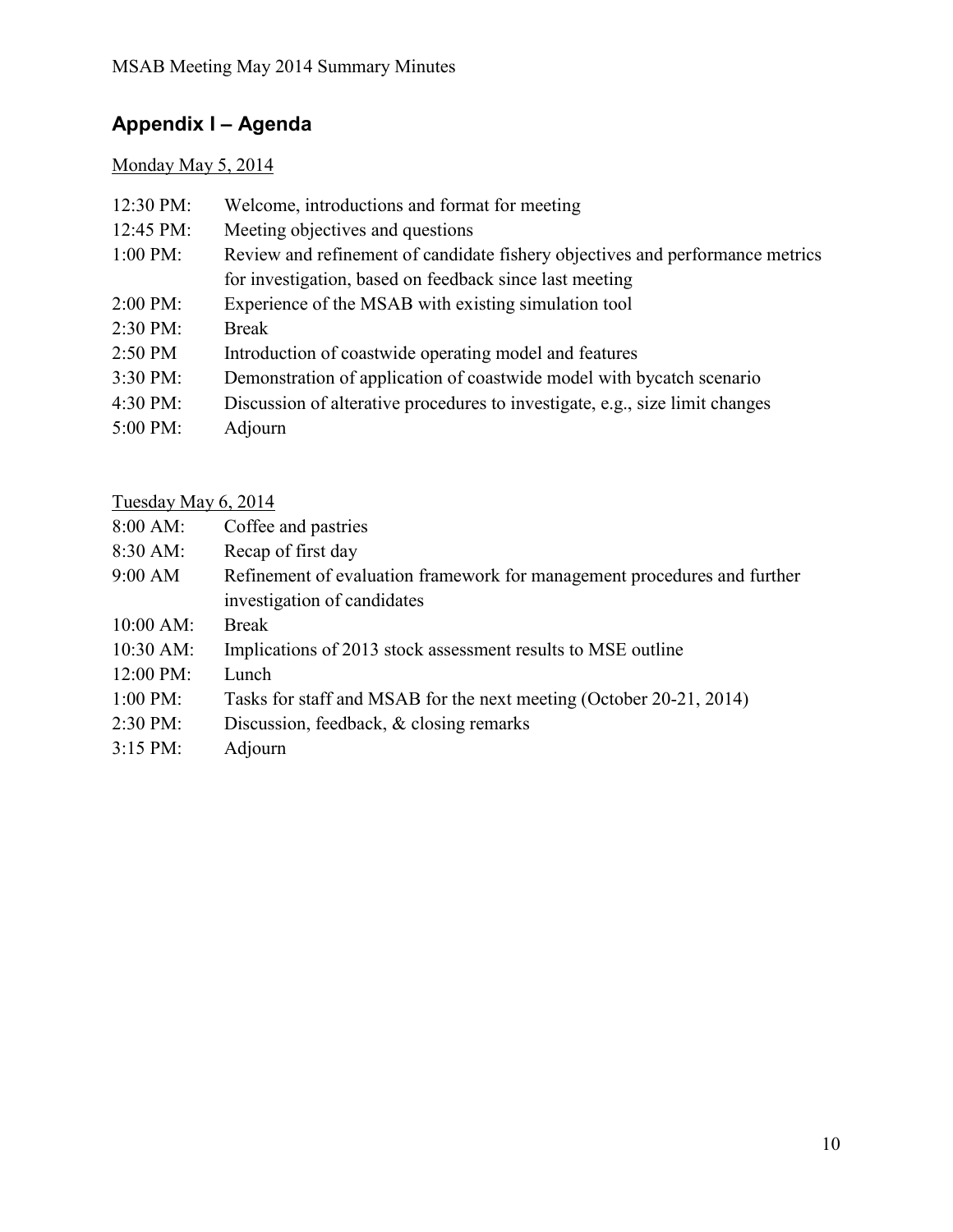## Appendix I – Agenda

Monday May 5, 2014

| | |
|---|---|
| 12:30 PM: | Welcome, introductions and format for meeting |
| 12:45 PM: | Meeting objectives and questions |
| 1:00 PM: | Review and refinement of candidate fishery objectives and performance metrics for investigation, based on feedback since last meeting |
| 2:00 PM: | Experience of the MSAB with existing simulation tool |
| 2:30 PM: | Break |
| 2:50 PM | Introduction of coastwide operating model and features |
| 3:30 PM: | Demonstration of application of coastwide model with bycatch scenario |
| 4:30 PM: | Discussion of alterative procedures to investigate, e.g., size limit changes |
| 5:00 PM: | Adjourn |

Tuesday May 6, 2014

| | |
|---|---|
| 8:00 AM: | Coffee and pastries |
| 8:30 AM: | Recap of first day |
| 9:00 AM | Refinement of evaluation framework for management procedures and further investigation of candidates |
| 10:00 AM: | Break |
| 10:30 AM: | Implications of 2013 stock assessment results to MSE outline |
| 12:00 PM: | Lunch |
| 1:00 PM: | Tasks for staff and MSAB for the next meeting (October 20-21, 2014) |
| 2:30 PM: | Discussion, feedback, & closing remarks |
| 3:15 PM: | Adjourn |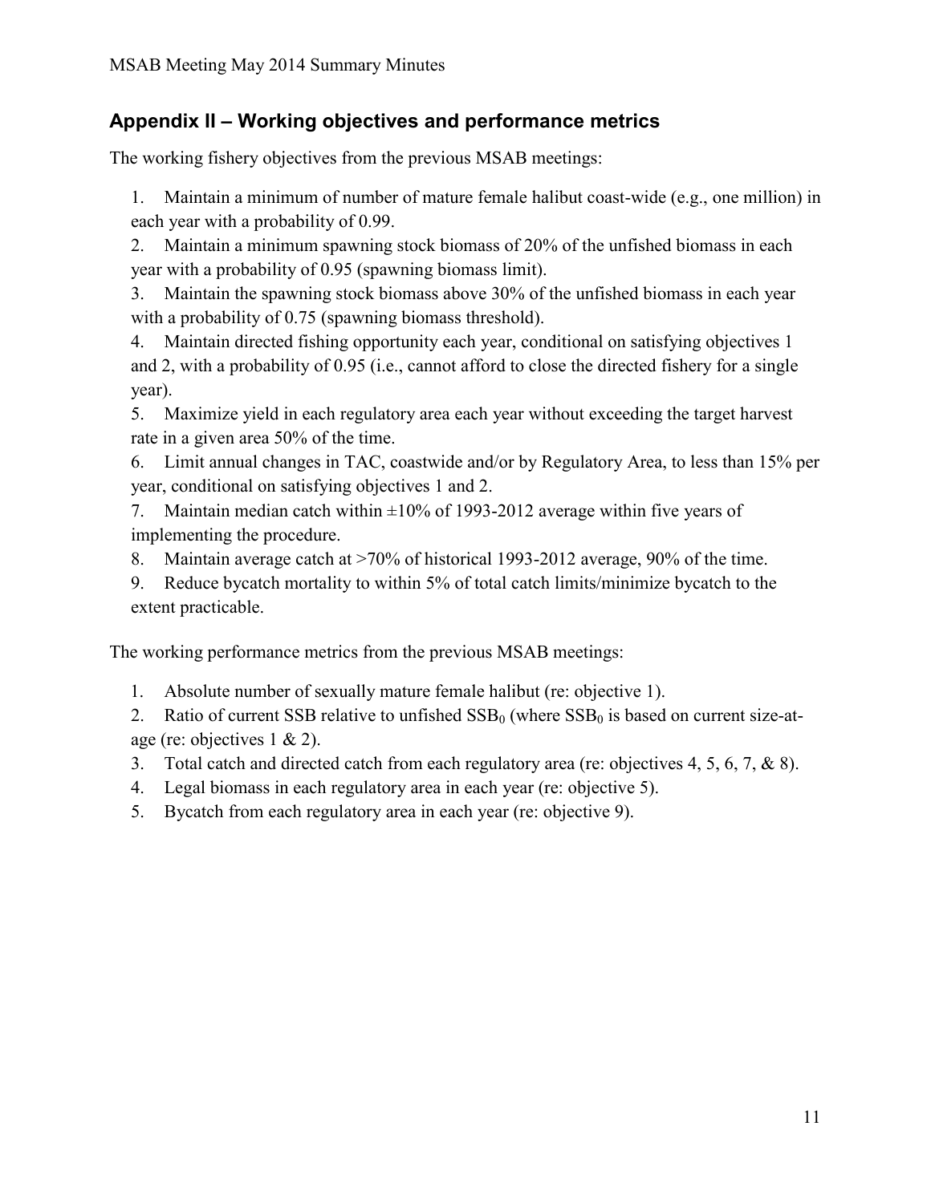## Appendix II – Working objectives and performance metrics

The working fishery objectives from the previous MSAB meetings:

1. Maintain a minimum of number of mature female halibut coast-wide (e.g., one million) in each year with a probability of 0.99.
2. Maintain a minimum spawning stock biomass of 20% of the unfished biomass in each year with a probability of 0.95 (spawning biomass limit).
3. Maintain the spawning stock biomass above 30% of the unfished biomass in each year with a probability of 0.75 (spawning biomass threshold).
4. Maintain directed fishing opportunity each year, conditional on satisfying objectives 1 and 2, with a probability of 0.95 (i.e., cannot afford to close the directed fishery for a single year).
5. Maximize yield in each regulatory area each year without exceeding the target harvest rate in a given area 50% of the time.
6. Limit annual changes in TAC, coastwide and/or by Regulatory Area, to less than 15% per year, conditional on satisfying objectives 1 and 2.
7. Maintain median catch within ±10% of 1993-2012 average within five years of implementing the procedure.
8. Maintain average catch at >70% of historical 1993-2012 average, 90% of the time.
9. Reduce bycatch mortality to within 5% of total catch limits/minimize bycatch to the extent practicable.

The working performance metrics from the previous MSAB meetings:

1. Absolute number of sexually mature female halibut (re: objective 1).
2. Ratio of current SSB relative to unfished $SSB_0$ (where $SSB_0$ is based on current size-at-age (re: objectives 1 & 2).
3. Total catch and directed catch from each regulatory area (re: objectives 4, 5, 6, 7, & 8).
4. Legal biomass in each regulatory area in each year (re: objective 5).
5. Bycatch from each regulatory area in each year (re: objective 9).